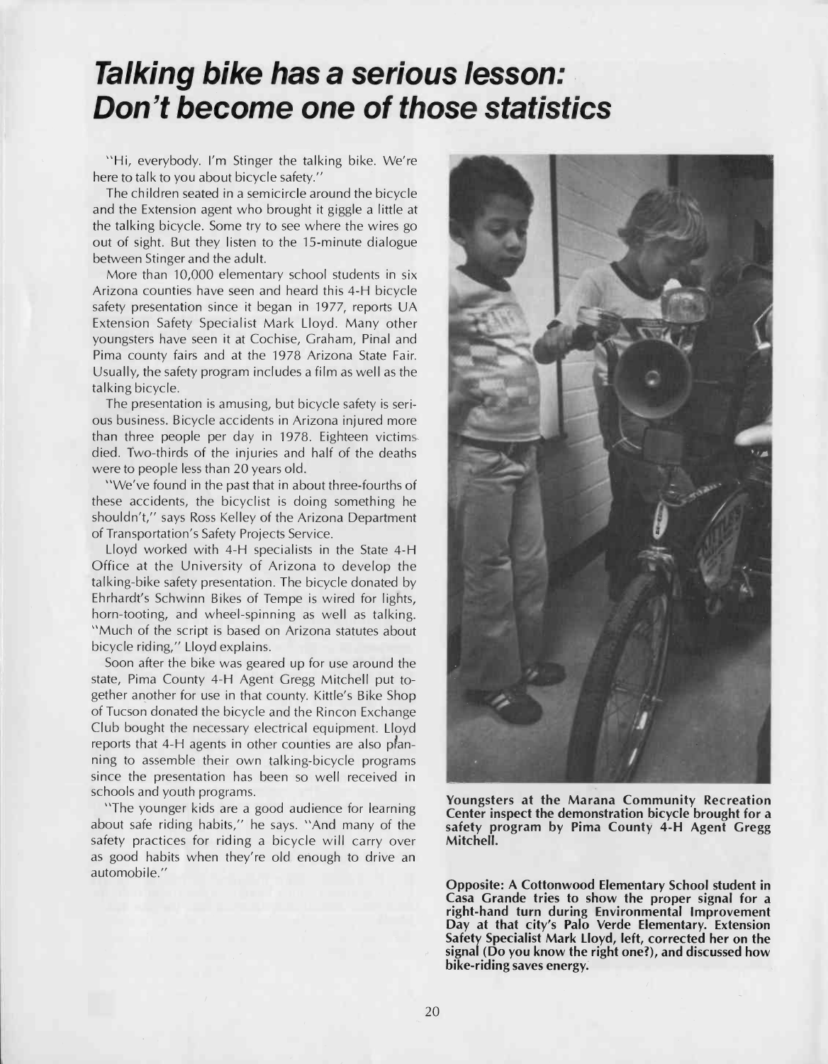# *Talking bike has a serious lesson: Don't become one of those statistics*

"Hi, everybody. I'm Stinger the talking bike. We're here to talk to you about bicycle safety."

The children seated in a semicircle around the bicycle and the Extension agent who brought it giggle a little at the talking bicycle. Some try to see where the wires go out of sight. But they listen to the 15-minute dialogue between Stinger and the adult.

More than 10,000 elementary school students in six Arizona counties have seen and heard this 4-H bicycle safety presentation since it began in 1977, reports UA Extension Safety Specialist Mark Lloyd. Many other youngsters have seen it at Cochise, Graham, Pinal and Pima county fairs and at the 1978 Arizona State Fair. Usually, the safety program includes a film as well as the talking bicycle.

The presentation is amusing, but bicycle safety is serious business. Bicycle accidents in Arizona injured more than three people per day in 1978. Eighteen victims died. Two-thirds of the injuries and half of the deaths were to people less than 20 years old.

"We've found in the past that in about three-fourths of these accidents, the bicyclist is doing something he shouldn't," says Ross Kelley of the Arizona Department of Transportation's Safety Projects Service.

Lloyd worked with 4-H specialists in the State 4-H Office at the University of Arizona to develop the talking-bike safety presentation. The bicycle donated by Ehrhardt's Schwinn Bikes of Tempe is wired for lights, horn-tooting, and wheel-spinning as well as talking. "Much of the script is based on Arizona statutes about bicycle riding," Lloyd explains.

Soon after the bike was geared up for use around the state, Pima County 4-H Agent Gregg Mitchell put together another for use in that county. Kittle's Bike Shop of Tucson donated the bicycle and the Rincon Exchange Club bought the necessary electrical equipment. Lloyd reports that 4-H agents in other counties are also planning to assemble their own talking-bicycle programs since the presentation has been so well received in schools and youth programs.

"The younger kids are a good audience for learning about safe riding habits," he says. "And many of the safety practices for riding a bicycle will carry over as good habits when they're old enough to drive an automobile."

**Youngsters at the Marana Community Recreation Center inspect the demonstration bicycle brought for a safety program by Pima County 4-H Agent Gregg Mitchell.**

**Opposite: A Cottonwood Elementary School student in Casa Grande tries to show the proper signal for a right-hand turn during Environmental Improvement Day at that city's Palo Verde Elementary. Extension Safety Specialist Mark Lloyd, left, corrected her on the signal (Do you know the right one?), and discussed how bike-riding saves energy.**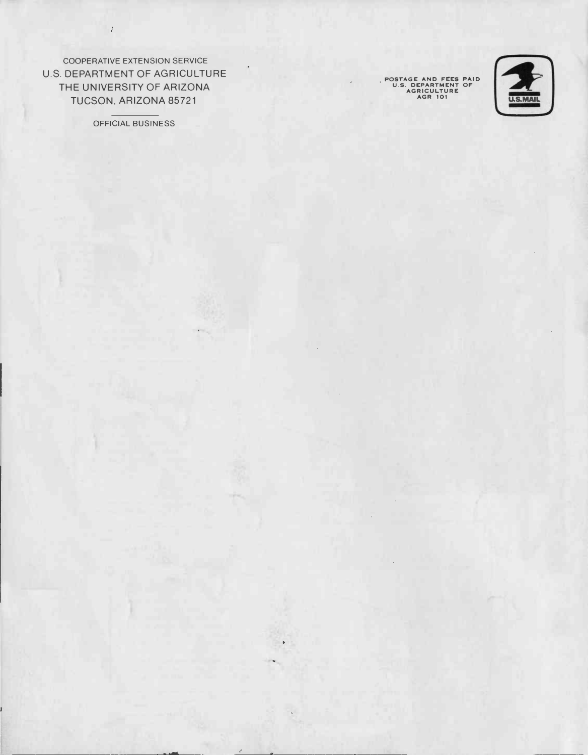COOPERATIVE EXTENSION SERVICE
U.S. DEPARTMENT OF AGRICULTURE
THE UNIVERSITY OF ARIZONA
TUCSON, ARIZONA 85721

OFFICIAL BUSINESS

POSTAGE AND FEES PAID
U.S. DEPARTMENT OF
AGRICULTURE
AGR 101

U.S.MAIL